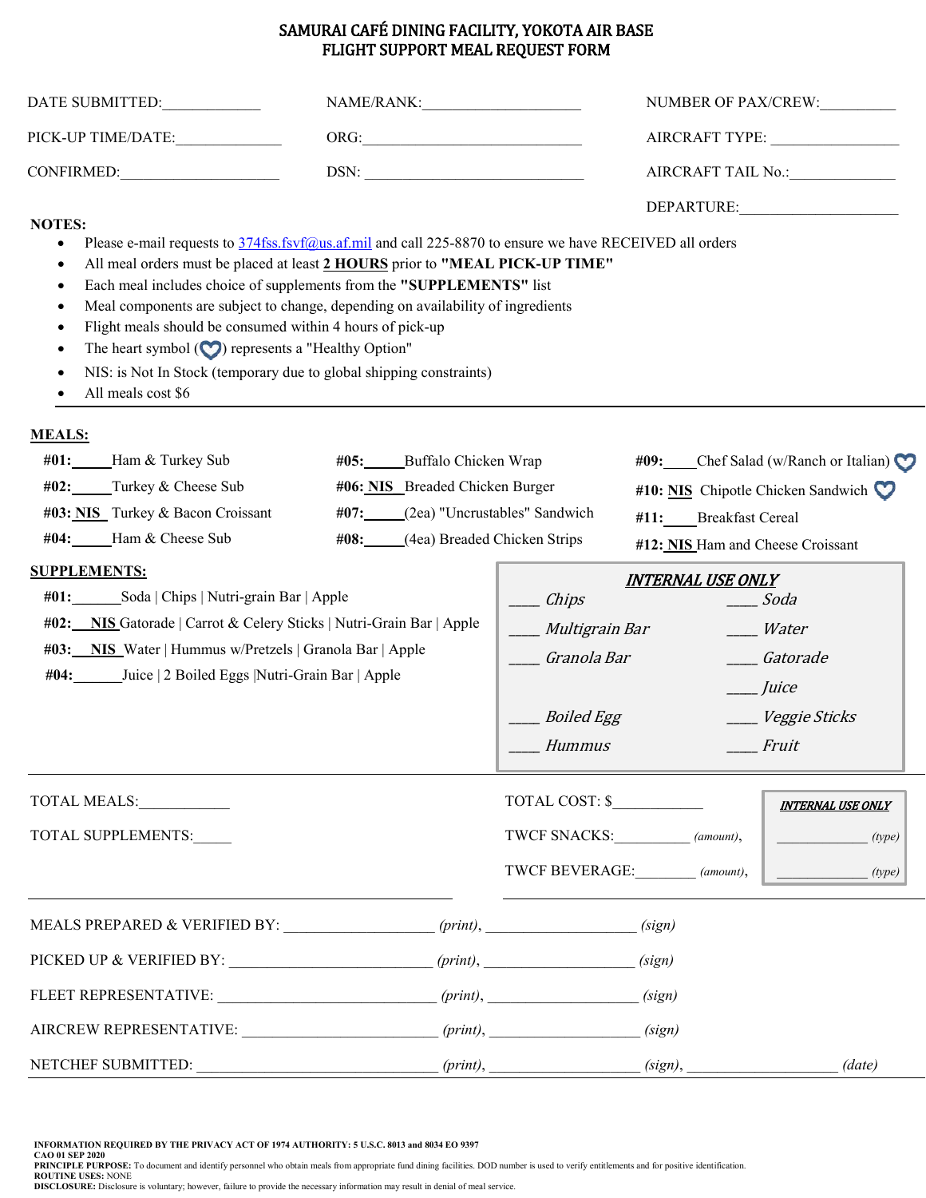# SAMURAI CAFÉ DINING FACILITY, YOKOTA AIR BASE
# FLIGHT SUPPORT MEAL REQUEST FORM

DATE SUBMITTED:_____________ NAME/RANK:_____________________ NUMBER OF PAX/CREW:__________

PICK-UP TIME/DATE:______________ ORG:______________________________ AIRCRAFT TYPE: _________________

CONFIRMED:_____________________ DSN: ______________________________ AIRCRAFT TAIL No.:______________

DEPARTURE:_____________________

**NOTES:**

- Please e-mail requests to 374fss.fsvf@us.af.mil and call 225-8870 to ensure we have RECEIVED all orders
- All meal orders must be placed at least **2 HOURS** prior to **"MEAL PICK-UP TIME"**
- Each meal includes choice of supplements from the **"SUPPLEMENTS"** list
- Meal components are subject to change, depending on availability of ingredients
- Flight meals should be consumed within 4 hours of pick-up
- The heart symbol (♡) represents a "Healthy Option"
- NIS: is Not In Stock (temporary due to global shipping constraints)
- All meals cost $6

**MEALS:**

**#01:**_____Ham & Turkey Sub
**#02:**_____Turkey & Cheese Sub
**#03:** **NIS** Turkey & Bacon Croissant
**#04:**_____Ham & Cheese Sub
**#05:**_____Buffalo Chicken Wrap
**#06:** **NIS** Breaded Chicken Burger
**#07:**_____(2ea) "Uncrustables" Sandwich
**#08:**_____(4ea) Breaded Chicken Strips
**#09:**____Chef Salad (w/Ranch or Italian) ♡
**#10:** **NIS** Chipotle Chicken Sandwich ♡
**#11:**____Breakfast Cereal
**#12:** **NIS** Ham and Cheese Croissant

**SUPPLEMENTS:**

**#01:**______Soda | Chips | Nutri-grain Bar | Apple
**#02:** **NIS** Gatorade | Carrot & Celery Sticks | Nutri-Grain Bar | Apple
**#03:** **NIS** Water | Hummus w/Pretzels | Granola Bar | Apple
**#04:**______Juice | 2 Boiled Eggs |Nutri-Grain Bar | Apple

***INTERNAL USE ONLY***

| | |
|---|---|
| ____ *Chips* | ____ *Soda* |
| ____ *Multigrain Bar* | ____ *Water* |
| ____ *Granola Bar* | ____ *Gatorade* |
| | ____ *Juice* |
| ____ *Boiled Egg* | ____ *Veggie Sticks* |
| ____ *Hummus* | ____ *Fruit* |

TOTAL MEALS:___________ TOTAL COST: $___________

TOTAL SUPPLEMENTS:_____ TWCF SNACKS:_________ *(amount)*, TWCF BEVERAGE:________ *(amount)*,

***INTERNAL USE ONLY***

____________ *(type)*
____________ *(type)*

MEALS PREPARED & VERIFIED BY: ___________________ *(print)*, ___________________ *(sign)*

PICKED UP & VERIFIED BY: _________________________ *(print)*, ___________________ *(sign)*

FLEET REPRESENTATIVE: ___________________________ *(print)*, ___________________ *(sign)*

AIRCREW REPRESENTATIVE: _________________________ *(print)*, ___________________ *(sign)*

NETCHEF SUBMITTED: ______________________________ *(print)*, ___________________ *(sign)*, ___________________ *(date)*

**INFORMATION REQUIRED BY THE PRIVACY ACT OF 1974 AUTHORITY: 5 U.S.C. 8013 and 8034 EO 9397**
**CAO 01 SEP 2020**
**PRINCIPLE PURPOSE:** To document and identify personnel who obtain meals from appropriate fund dining facilities. DOD number is used to verify entitlements and for positive identification.
**ROUTINE USES:** NONE
**DISCLOSURE:** Disclosure is voluntary; however, failure to provide the necessary information may result in denial of meal service.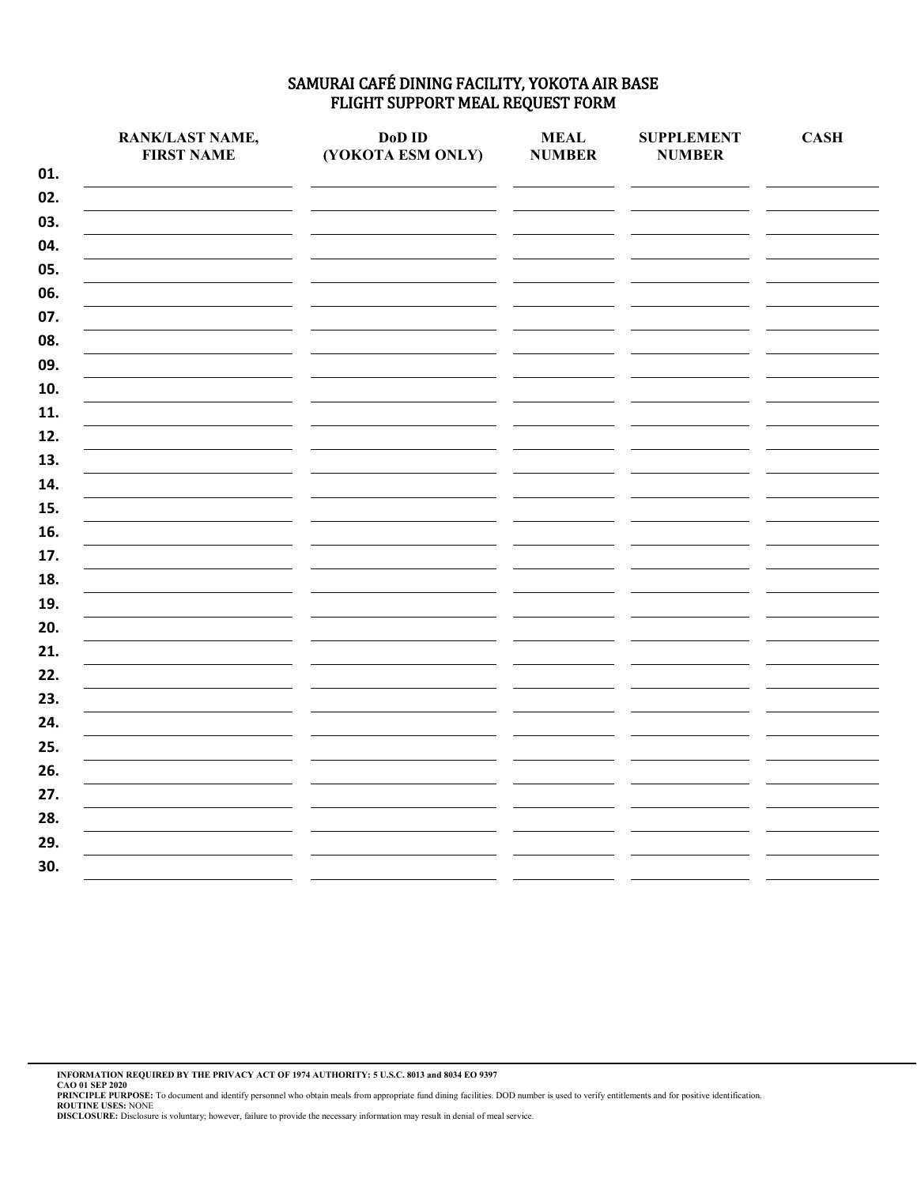# SAMURAI CAFÉ DINING FACILITY, YOKOTA AIR BASE
## FLIGHT SUPPORT MEAL REQUEST FORM

| | RANK/LAST NAME, FIRST NAME | DoD ID (YOKOTA ESM ONLY) | MEAL NUMBER | SUPPLEMENT NUMBER | CASH |
|---|---|---|---|---|---|
| 01. | | | | | |
| 02. | | | | | |
| 03. | | | | | |
| 04. | | | | | |
| 05. | | | | | |
| 06. | | | | | |
| 07. | | | | | |
| 08. | | | | | |
| 09. | | | | | |
| 10. | | | | | |
| 11. | | | | | |
| 12. | | | | | |
| 13. | | | | | |
| 14. | | | | | |
| 15. | | | | | |
| 16. | | | | | |
| 17. | | | | | |
| 18. | | | | | |
| 19. | | | | | |
| 20. | | | | | |
| 21. | | | | | |
| 22. | | | | | |
| 23. | | | | | |
| 24. | | | | | |
| 25. | | | | | |
| 26. | | | | | |
| 27. | | | | | |
| 28. | | | | | |
| 29. | | | | | |
| 30. | | | | | |

**INFORMATION REQUIRED BY THE PRIVACY ACT OF 1974 AUTHORITY: 5 U.S.C. 8013 and 8034 EO 9397**
**CAO 01 SEP 2020**
**PRINCIPLE PURPOSE:** To document and identify personnel who obtain meals from appropriate fund dining facilities. DOD number is used to verify entitlements and for positive identification.
**ROUTINE USES:** NONE
**DISCLOSURE:** Disclosure is voluntary; however, failure to provide the necessary information may result in denial of meal service.